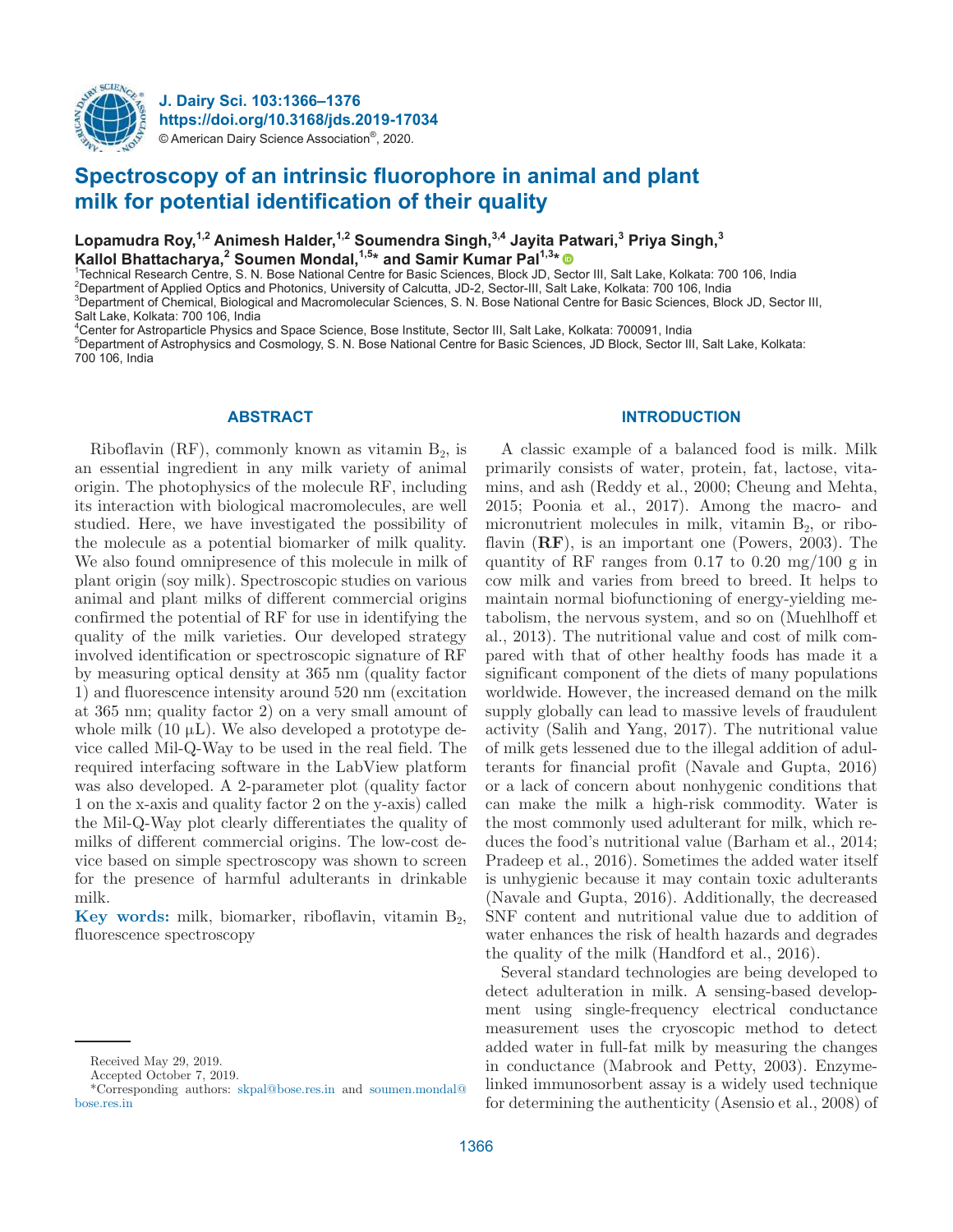# Spectroscopy of an intrinsic fluorophore in animal and plant milk for potential identification of their quality

**Lopamudra Roy,[1,2] Animesh Halder,[1,2] Soumendra Singh,[3,4] Jayita Patwari,[3] Priya Singh,[3] Kallol Bhattacharya,[2] Soumen Mondal,[1,5]* and Samir Kumar Pal[1,3]***

[1]Technical Research Centre, S. N. Bose National Centre for Basic Sciences, Block JD, Sector III, Salt Lake, Kolkata: 700 106, India
[2]Department of Applied Optics and Photonics, University of Calcutta, JD-2, Sector-III, Salt Lake, Kolkata: 700 106, India
[3]Department of Chemical, Biological and Macromolecular Sciences, S. N. Bose National Centre for Basic Sciences, Block JD, Sector III, Salt Lake, Kolkata: 700 106, India
[4]Center for Astroparticle Physics and Space Science, Bose Institute, Sector III, Salt Lake, Kolkata: 700091, India
[5]Department of Astrophysics and Cosmology, S. N. Bose National Centre for Basic Sciences, JD Block, Sector III, Salt Lake, Kolkata: 700 106, India

## ABSTRACT

Riboflavin (RF), commonly known as vitamin $B_2$, is an essential ingredient in any milk variety of animal origin. The photophysics of the molecule RF, including its interaction with biological macromolecules, are well studied. Here, we have investigated the possibility of the molecule as a potential biomarker of milk quality. We also found omnipresence of this molecule in milk of plant origin (soy milk). Spectroscopic studies on various animal and plant milks of different commercial origins confirmed the potential of RF for use in identifying the quality of the milk varieties. Our developed strategy involved identification or spectroscopic signature of RF by measuring optical density at 365 nm (quality factor 1) and fluorescence intensity around 520 nm (excitation at 365 nm; quality factor 2) on a very small amount of whole milk (10 μL). We also developed a prototype device called Mil-Q-Way to be used in the real field. The required interfacing software in the LabView platform was also developed. A 2-parameter plot (quality factor 1 on the x-axis and quality factor 2 on the y-axis) called the Mil-Q-Way plot clearly differentiates the quality of milks of different commercial origins. The low-cost device based on simple spectroscopy was shown to screen for the presence of harmful adulterants in drinkable milk.

**Key words:** milk, biomarker, riboflavin, vitamin $B_2$, fluorescence spectroscopy

Received May 29, 2019.
Accepted October 7, 2019.
*Corresponding authors: skpal@bose.res.in and soumen.mondal@bose.res.in

## INTRODUCTION

A classic example of a balanced food is milk. Milk primarily consists of water, protein, fat, lactose, vitamins, and ash (Reddy et al., 2000; Cheung and Mehta, 2015; Poonia et al., 2017). Among the macro- and micronutrient molecules in milk, vitamin $B_2$, or riboflavin (**RF**), is an important one (Powers, 2003). The quantity of RF ranges from 0.17 to 0.20 mg/100 g in cow milk and varies from breed to breed. It helps to maintain normal biofunctioning of energy-yielding metabolism, the nervous system, and so on (Muehlhoff et al., 2013). The nutritional value and cost of milk compared with that of other healthy foods has made it a significant component of the diets of many populations worldwide. However, the increased demand on the milk supply globally can lead to massive levels of fraudulent activity (Salih and Yang, 2017). The nutritional value of milk gets lessened due to the illegal addition of adulterants for financial profit (Navale and Gupta, 2016) or a lack of concern about nonhygenic conditions that can make the milk a high-risk commodity. Water is the most commonly used adulterant for milk, which reduces the food's nutritional value (Barham et al., 2014; Pradeep et al., 2016). Sometimes the added water itself is unhygienic because it may contain toxic adulterants (Navale and Gupta, 2016). Additionally, the decreased SNF content and nutritional value due to addition of water enhances the risk of health hazards and degrades the quality of the milk (Handford et al., 2016).

Several standard technologies are being developed to detect adulteration in milk. A sensing-based development using single-frequency electrical conductance measurement uses the cryoscopic method to detect added water in full-fat milk by measuring the changes in conductance (Mabrook and Petty, 2003). Enzyme-linked immunosorbent assay is a widely used technique for determining the authenticity (Asensio et al., 2008) of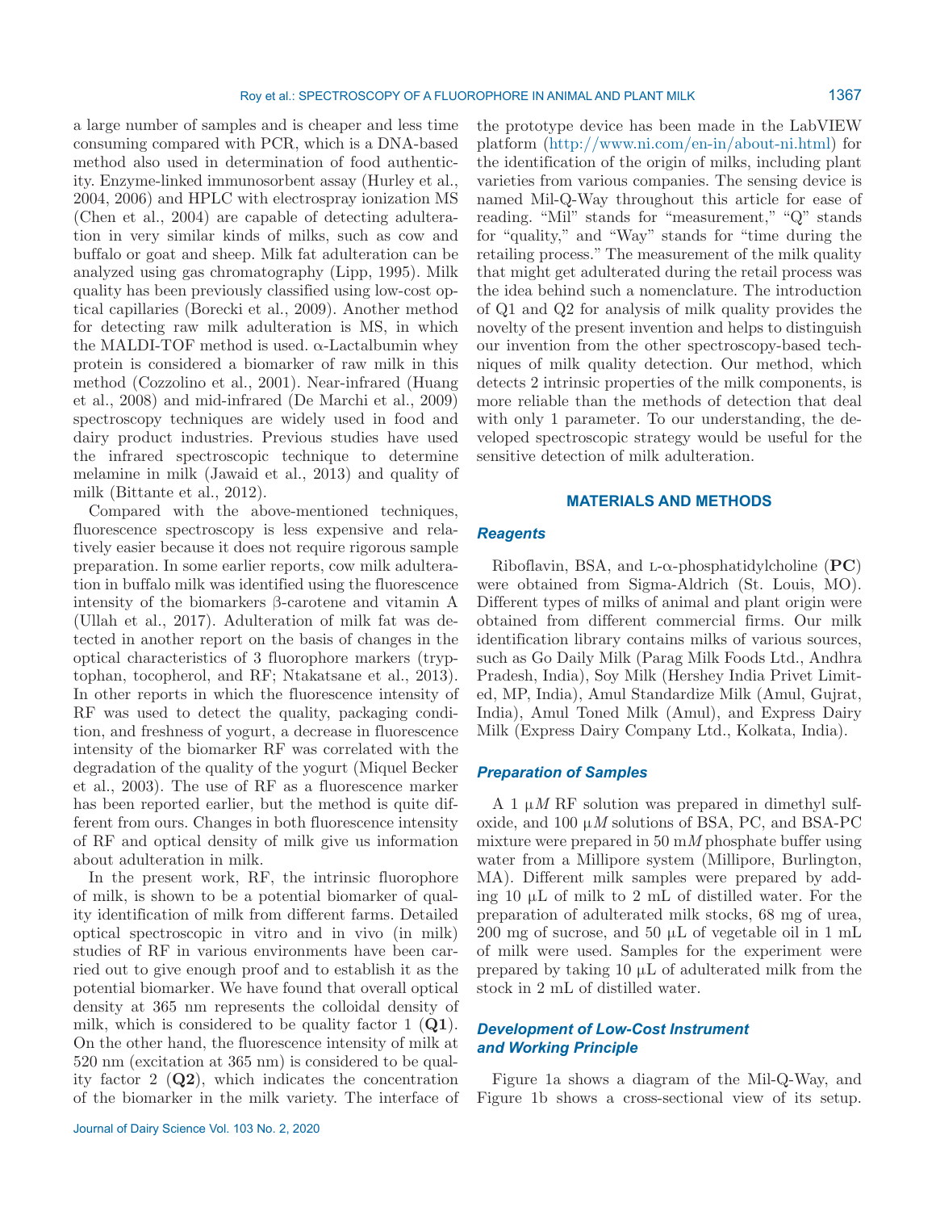a large number of samples and is cheaper and less time consuming compared with PCR, which is a DNA-based method also used in determination of food authenticity. Enzyme-linked immunosorbent assay (Hurley et al., 2004, 2006) and HPLC with electrospray ionization MS (Chen et al., 2004) are capable of detecting adulteration in very similar kinds of milks, such as cow and buffalo or goat and sheep. Milk fat adulteration can be analyzed using gas chromatography (Lipp, 1995). Milk quality has been previously classified using low-cost optical capillaries (Borecki et al., 2009). Another method for detecting raw milk adulteration is MS, in which the MALDI-TOF method is used. α-Lactalbumin whey protein is considered a biomarker of raw milk in this method (Cozzolino et al., 2001). Near-infrared (Huang et al., 2008) and mid-infrared (De Marchi et al., 2009) spectroscopy techniques are widely used in food and dairy product industries. Previous studies have used the infrared spectroscopic technique to determine melamine in milk (Jawaid et al., 2013) and quality of milk (Bittante et al., 2012).

Compared with the above-mentioned techniques, fluorescence spectroscopy is less expensive and relatively easier because it does not require rigorous sample preparation. In some earlier reports, cow milk adulteration in buffalo milk was identified using the fluorescence intensity of the biomarkers β-carotene and vitamin A (Ullah et al., 2017). Adulteration of milk fat was detected in another report on the basis of changes in the optical characteristics of 3 fluorophore markers (tryptophan, tocopherol, and RF; Ntakatsane et al., 2013). In other reports in which the fluorescence intensity of RF was used to detect the quality, packaging condition, and freshness of yogurt, a decrease in fluorescence intensity of the biomarker RF was correlated with the degradation of the quality of the yogurt (Miquel Becker et al., 2003). The use of RF as a fluorescence marker has been reported earlier, but the method is quite different from ours. Changes in both fluorescence intensity of RF and optical density of milk give us information about adulteration in milk.

In the present work, RF, the intrinsic fluorophore of milk, is shown to be a potential biomarker of quality identification of milk from different farms. Detailed optical spectroscopic in vitro and in vivo (in milk) studies of RF in various environments have been carried out to give enough proof and to establish it as the potential biomarker. We have found that overall optical density at 365 nm represents the colloidal density of milk, which is considered to be quality factor 1 (**Q1**). On the other hand, the fluorescence intensity of milk at 520 nm (excitation at 365 nm) is considered to be quality factor 2 (**Q2**), which indicates the concentration of the biomarker in the milk variety. The interface of the prototype device has been made in the LabVIEW platform (http://www.ni.com/en-in/about-ni.html) for the identification of the origin of milks, including plant varieties from various companies. The sensing device is named Mil-Q-Way throughout this article for ease of reading. "Mil" stands for "measurement," "Q" stands for "quality," and "Way" stands for "time during the retailing process." The measurement of the milk quality that might get adulterated during the retail process was the idea behind such a nomenclature. The introduction of Q1 and Q2 for analysis of milk quality provides the novelty of the present invention and helps to distinguish our invention from the other spectroscopy-based techniques of milk quality detection. Our method, which detects 2 intrinsic properties of the milk components, is more reliable than the methods of detection that deal with only 1 parameter. To our understanding, the developed spectroscopic strategy would be useful for the sensitive detection of milk adulteration.

## MATERIALS AND METHODS

### *Reagents*

Riboflavin, BSA, and L-α-phosphatidylcholine (**PC**) were obtained from Sigma-Aldrich (St. Louis, MO). Different types of milks of animal and plant origin were obtained from different commercial firms. Our milk identification library contains milks of various sources, such as Go Daily Milk (Parag Milk Foods Ltd., Andhra Pradesh, India), Soy Milk (Hershey India Privet Limited, MP, India), Amul Standardize Milk (Amul, Gujrat, India), Amul Toned Milk (Amul), and Express Dairy Milk (Express Dairy Company Ltd., Kolkata, India).

### *Preparation of Samples*

A 1 μ*M* RF solution was prepared in dimethyl sulfoxide, and 100 μ*M* solutions of BSA, PC, and BSA-PC mixture were prepared in 50 m*M* phosphate buffer using water from a Millipore system (Millipore, Burlington, MA). Different milk samples were prepared by adding 10 μL of milk to 2 mL of distilled water. For the preparation of adulterated milk stocks, 68 mg of urea, 200 mg of sucrose, and 50 μL of vegetable oil in 1 mL of milk were used. Samples for the experiment were prepared by taking 10 μL of adulterated milk from the stock in 2 mL of distilled water.

### *Development of Low-Cost Instrument and Working Principle*

Figure 1a shows a diagram of the Mil-Q-Way, and Figure 1b shows a cross-sectional view of its setup.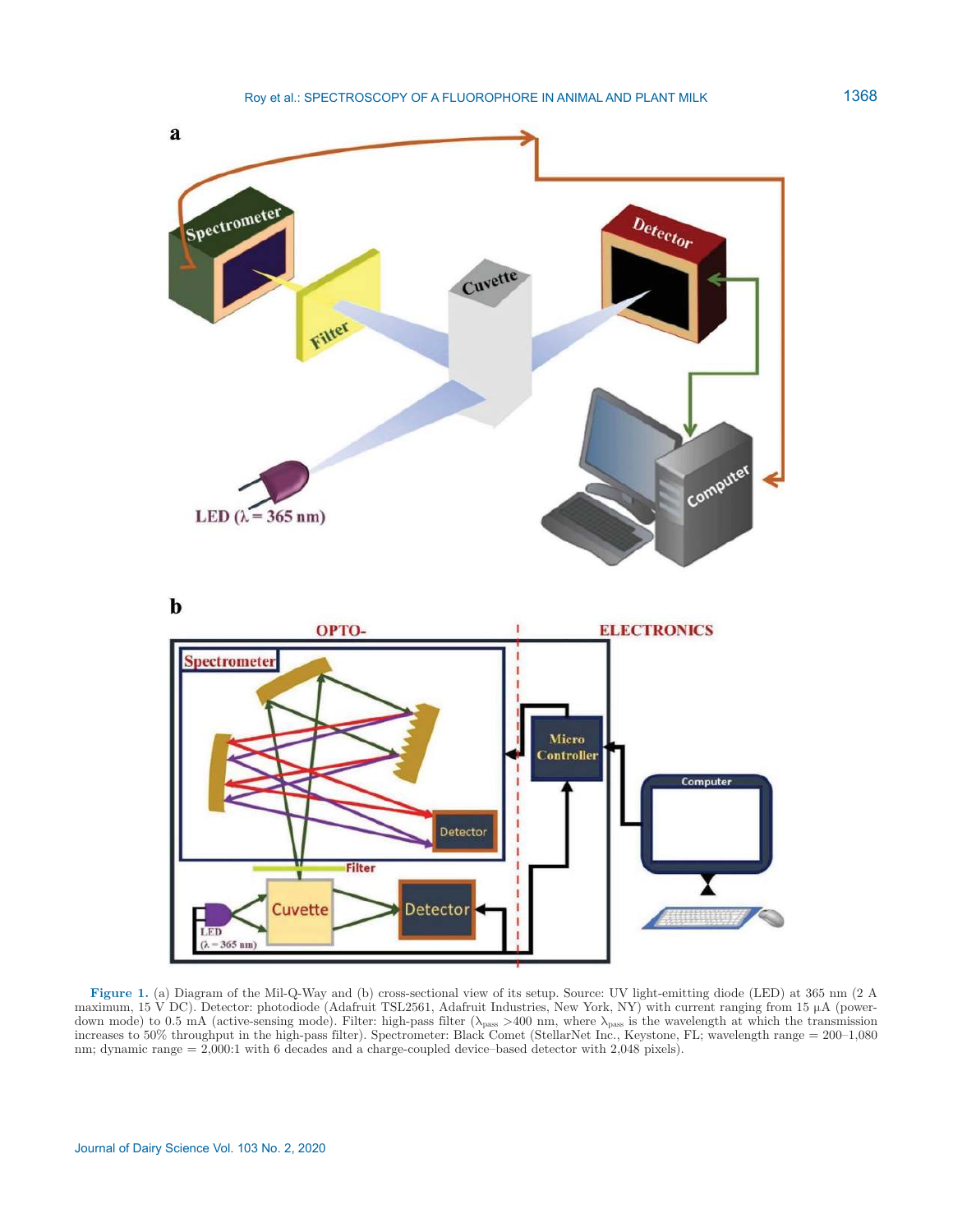**Figure 1.** (a) Diagram of the Mil-Q-Way and (b) cross-sectional view of its setup. Source: UV light-emitting diode (LED) at 365 nm (2 A maximum, 15 V DC). Detector: photodiode (Adafruit TSL2561, Adafruit Industries, New York, NY) with current ranging from 15 μA (power-down mode) to 0.5 mA (active-sensing mode). Filter: high-pass filter ($\lambda_{pass}$ >400 nm, where $\lambda_{pass}$ is the wavelength at which the transmission increases to 50% throughput in the high-pass filter). Spectrometer: Black Comet (StellarNet Inc., Keystone, FL; wavelength range = 200–1,080 nm; dynamic range = 2,000:1 with 6 decades and a charge-coupled device–based detector with 2,048 pixels).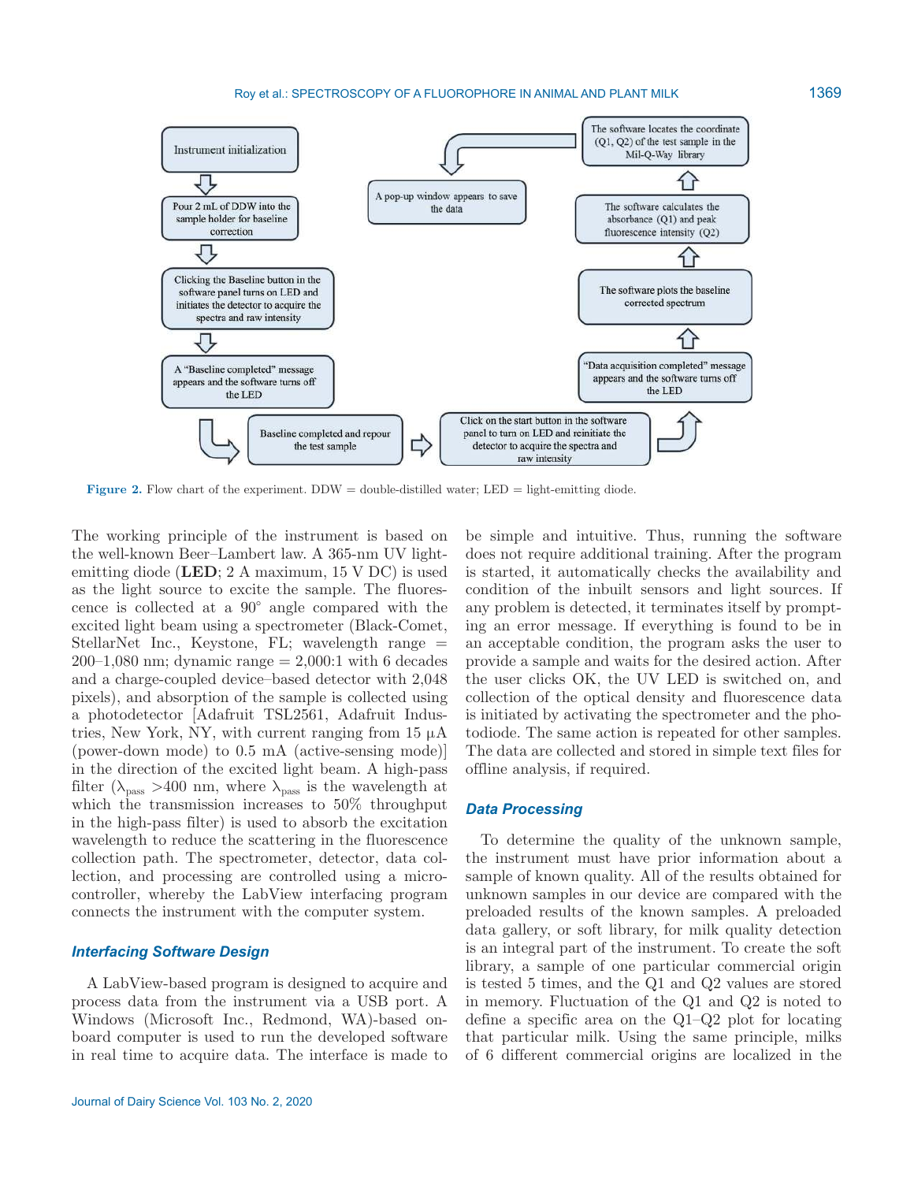Instrument initialization

Pour 2 mL of DDW into the sample holder for baseline correction

Clicking the Baseline button in the software panel turns on LED and initiates the detector to acquire the spectra and raw intensity

A "Baseline completed" message appears and the software turns off the LED

Baseline completed and repour the test sample

Click on the start button in the software panel to turn on LED and reinitiate the detector to acquire the spectra and raw intensity

"Data acquisition completed" message appears and the software turns off the LED

The software plots the baseline corrected spectrum

The software calculates the absorbance (Q1) and peak fluorescence intensity (Q2)

The software locates the coordinate (Q1, Q2) of the test sample in the Mil-Q-Way library

A pop-up window appears to save the data

**Figure 2.** Flow chart of the experiment. DDW = double-distilled water; LED = light-emitting diode.

The working principle of the instrument is based on the well-known Beer–Lambert law. A 365-nm UV light-emitting diode (**LED**; 2 A maximum, 15 V DC) is used as the light source to excite the sample. The fluorescence is collected at a 90° angle compared with the excited light beam using a spectrometer (Black-Comet, StellarNet Inc., Keystone, FL; wavelength range = 200–1,080 nm; dynamic range = 2,000:1 with 6 decades and a charge-coupled device–based detector with 2,048 pixels), and absorption of the sample is collected using a photodetector [Adafruit TSL2561, Adafruit Industries, New York, NY, with current ranging from 15 μA (power-down mode) to 0.5 mA (active-sensing mode)] in the direction of the excited light beam. A high-pass filter ($\lambda_{pass}$ >400 nm, where $\lambda_{pass}$ is the wavelength at which the transmission increases to 50% throughput in the high-pass filter) is used to absorb the excitation wavelength to reduce the scattering in the fluorescence collection path. The spectrometer, detector, data collection, and processing are controlled using a microcontroller, whereby the LabView interfacing program connects the instrument with the computer system.

### Interfacing Software Design

A LabView-based program is designed to acquire and process data from the instrument via a USB port. A Windows (Microsoft Inc., Redmond, WA)-based onboard computer is used to run the developed software in real time to acquire data. The interface is made to be simple and intuitive. Thus, running the software does not require additional training. After the program is started, it automatically checks the availability and condition of the inbuilt sensors and light sources. If any problem is detected, it terminates itself by prompting an error message. If everything is found to be in an acceptable condition, the program asks the user to provide a sample and waits for the desired action. After the user clicks OK, the UV LED is switched on, and collection of the optical density and fluorescence data is initiated by activating the spectrometer and the photodiode. The same action is repeated for other samples. The data are collected and stored in simple text files for offline analysis, if required.

### Data Processing

To determine the quality of the unknown sample, the instrument must have prior information about a sample of known quality. All of the results obtained for unknown samples in our device are compared with the preloaded results of the known samples. A preloaded data gallery, or soft library, for milk quality detection is an integral part of the instrument. To create the soft library, a sample of one particular commercial origin is tested 5 times, and the Q1 and Q2 values are stored in memory. Fluctuation of the Q1 and Q2 is noted to define a specific area on the Q1–Q2 plot for locating that particular milk. Using the same principle, milks of 6 different commercial origins are localized in the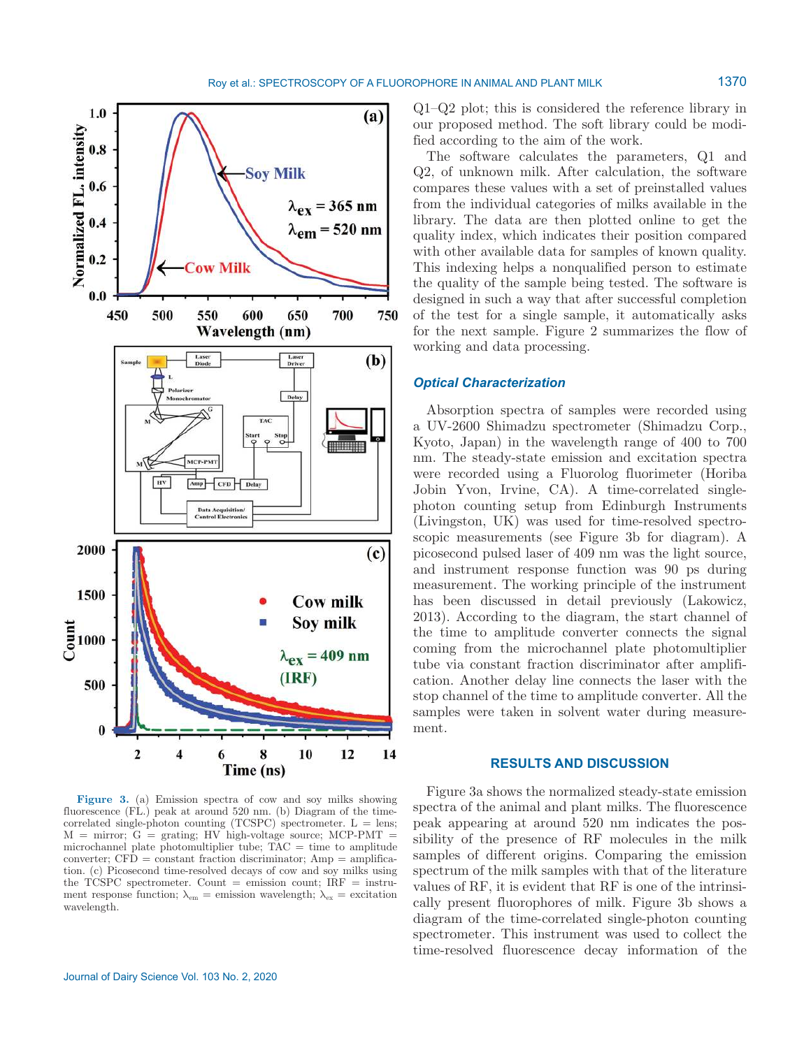Figure 3. (a) Emission spectra of cow and soy milks showing fluorescence (FL.) peak at around 520 nm. (b) Diagram of the time-correlated single-photon counting (TCSPC) spectrometer. L = lens; M = mirror; G = grating; HV high-voltage source; MCP-PMT = microchannel plate photomultiplier tube; TAC = time to amplitude converter; CFD = constant fraction discriminator; Amp = amplification. (c) Picosecond time-resolved decays of cow and soy milks using the TCSPC spectrometer. Count = emission count; IRF = instrument response function; $\lambda_{em}$ = emission wavelength; $\lambda_{ex}$ = excitation wavelength.

Q1–Q2 plot; this is considered the reference library in our proposed method. The soft library could be modified according to the aim of the work.

The software calculates the parameters, Q1 and Q2, of unknown milk. After calculation, the software compares these values with a set of preinstalled values from the individual categories of milks available in the library. The data are then plotted online to get the quality index, which indicates their position compared with other available data for samples of known quality. This indexing helps a nonqualified person to estimate the quality of the sample being tested. The software is designed in such a way that after successful completion of the test for a single sample, it automatically asks for the next sample. Figure 2 summarizes the flow of working and data processing.

### Optical Characterization

Absorption spectra of samples were recorded using a UV-2600 Shimadzu spectrometer (Shimadzu Corp., Kyoto, Japan) in the wavelength range of 400 to 700 nm. The steady-state emission and excitation spectra were recorded using a Fluorolog fluorimeter (Horiba Jobin Yvon, Irvine, CA). A time-correlated single-photon counting setup from Edinburgh Instruments (Livingston, UK) was used for time-resolved spectroscopic measurements (see Figure 3b for diagram). A picosecond pulsed laser of 409 nm was the light source, and instrument response function was 90 ps during measurement. The working principle of the instrument has been discussed in detail previously (Lakowicz, 2013). According to the diagram, the start channel of the time to amplitude converter connects the signal coming from the microchannel plate photomultiplier tube via constant fraction discriminator after amplification. Another delay line connects the laser with the stop channel of the time to amplitude converter. All the samples were taken in solvent water during measurement.

## RESULTS AND DISCUSSION

Figure 3a shows the normalized steady-state emission spectra of the animal and plant milks. The fluorescence peak appearing at around 520 nm indicates the possibility of the presence of RF molecules in the milk samples of different origins. Comparing the emission spectrum of the milk samples with that of the literature values of RF, it is evident that RF is one of the intrinsically present fluorophores of milk. Figure 3b shows a diagram of the time-correlated single-photon counting spectrometer. This instrument was used to collect the time-resolved fluorescence decay information of the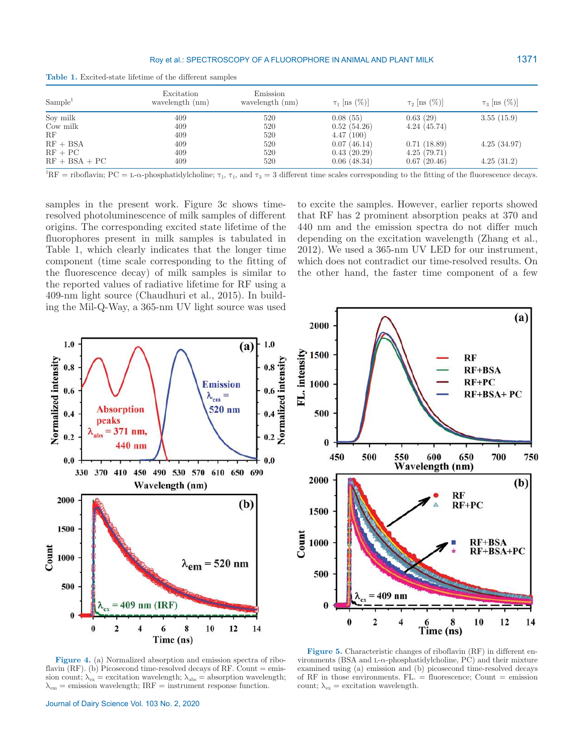**Table 1.** Excited-state lifetime of the different samples

| Sample[1] | Excitation wavelength (nm) | Emission wavelength (nm) | $\tau_1$ [ns (%)] | $\tau_2$ [ns (%)] | $\tau_3$ [ns (%)] |
|---|---|---|---|---|---|
| Soy milk | 409 | 520 | 0.08 (55) | 0.63 (29) | 3.55 (15.9) |
| Cow milk | 409 | 520 | 0.52 (54.26) | 4.24 (45.74) | |
| RF | 409 | 520 | 4.47 (100) | | |
| RF + BSA | 409 | 520 | 0.07 (46.14) | 0.71 (18.89) | 4.25 (34.97) |
| RF + PC | 409 | 520 | 0.43 (20.29) | 4.25 (79.71) | |
| RF + BSA + PC | 409 | 520 | 0.06 (48.34) | 0.67 (20.46) | 4.25 (31.2) |

[1]RF = riboflavin; PC = L-α-phosphatidylcholine; $\tau_1$, $\tau_1$, and $\tau_3$ = 3 different time scales corresponding to the fitting of the fluorescence decays.

samples in the present work. Figure 3c shows time-resolved photoluminescence of milk samples of different origins. The corresponding excited state lifetime of the fluorophores present in milk samples is tabulated in Table 1, which clearly indicates that the longer time component (time scale corresponding to the fitting of the fluorescence decay) of milk samples is similar to the reported values of radiative lifetime for RF using a 409-nm light source (Chaudhuri et al., 2015). In building the Mil-Q-Way, a 365-nm UV light source was used to excite the samples. However, earlier reports showed that RF has 2 prominent absorption peaks at 370 and 440 nm and the emission spectra do not differ much depending on the excitation wavelength (Zhang et al., 2012). We used a 365-nm UV LED for our instrument, which does not contradict our time-resolved results. On the other hand, the faster time component of a few

**Figure 4.** (a) Normalized absorption and emission spectra of riboflavin (RF). (b) Picosecond time-resolved decays of RF. Count = emission count; $\lambda_{ex}$ = excitation wavelength; $\lambda_{abs}$ = absorption wavelength; $\lambda_{em}$ = emission wavelength; IRF = instrument response function.

**Figure 5.** Characteristic changes of riboflavin (RF) in different environments (BSA and L-α-phosphatidylcholine, PC) and their mixture examined using (a) emission and (b) picosecond time-resolved decays of RF in those environments. FL. = fluorescence; Count = emission count; $\lambda_{ex}$ = excitation wavelength.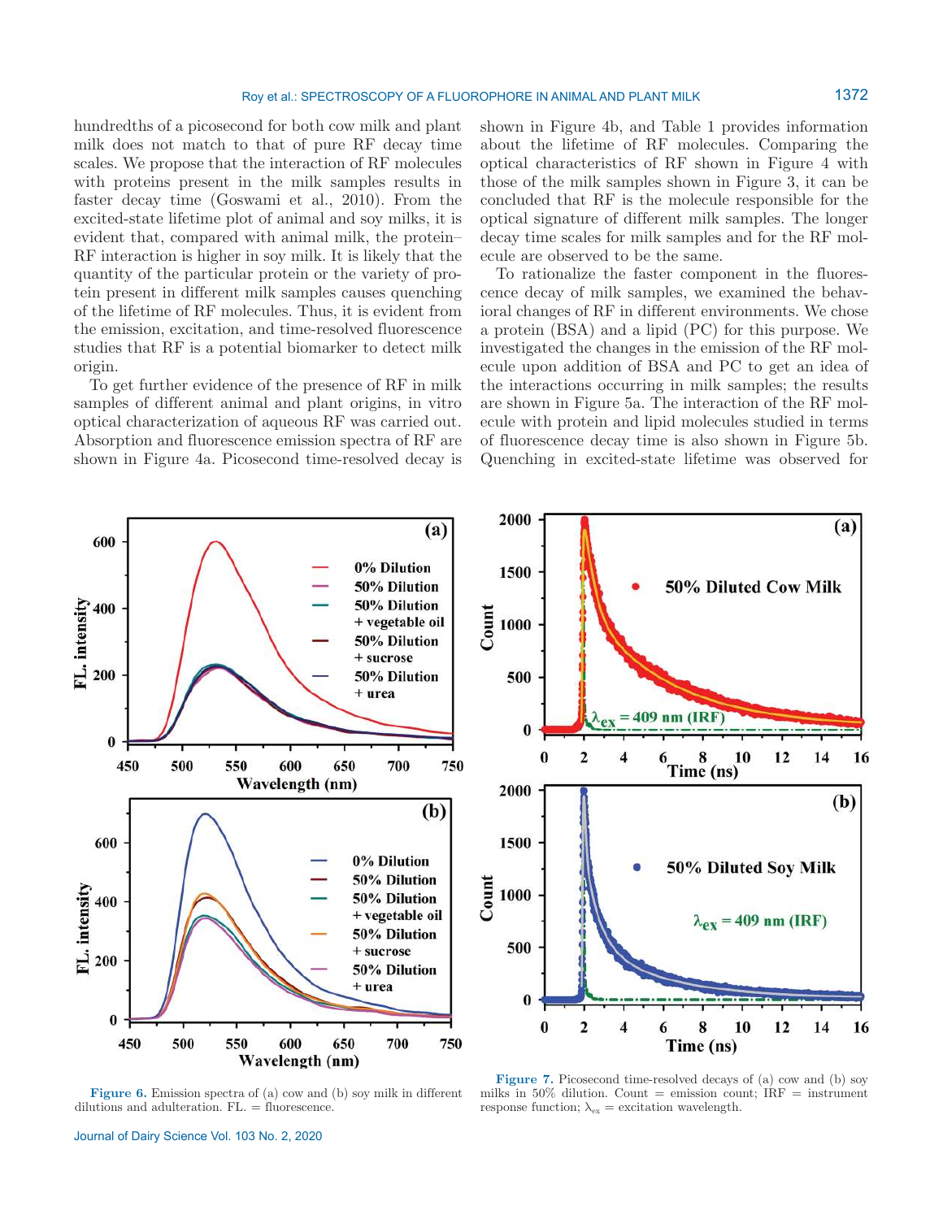hundredths of a picosecond for both cow milk and plant milk does not match to that of pure RF decay time scales. We propose that the interaction of RF molecules with proteins present in the milk samples results in faster decay time (Goswami et al., 2010). From the excited-state lifetime plot of animal and soy milks, it is evident that, compared with animal milk, the protein–RF interaction is higher in soy milk. It is likely that the quantity of the particular protein or the variety of protein present in different milk samples causes quenching of the lifetime of RF molecules. Thus, it is evident from the emission, excitation, and time-resolved fluorescence studies that RF is a potential biomarker to detect milk origin.

To get further evidence of the presence of RF in milk samples of different animal and plant origins, in vitro optical characterization of aqueous RF was carried out. Absorption and fluorescence emission spectra of RF are shown in Figure 4a. Picosecond time-resolved decay is shown in Figure 4b, and Table 1 provides information about the lifetime of RF molecules. Comparing the optical characteristics of RF shown in Figure 4 with those of the milk samples shown in Figure 3, it can be concluded that RF is the molecule responsible for the optical signature of different milk samples. The longer decay time scales for milk samples and for the RF molecule are observed to be the same.

To rationalize the faster component in the fluorescence decay of milk samples, we examined the behavioral changes of RF in different environments. We chose a protein (BSA) and a lipid (PC) for this purpose. We investigated the changes in the emission of the RF molecule upon addition of BSA and PC to get an idea of the interactions occurring in milk samples; the results are shown in Figure 5a. The interaction of the RF molecule with protein and lipid molecules studied in terms of fluorescence decay time is also shown in Figure 5b. Quenching in excited-state lifetime was observed for

**Figure 6.** Emission spectra of (a) cow and (b) soy milk in different dilutions and adulteration. FL. = fluorescence.

**Figure 7.** Picosecond time-resolved decays of (a) cow and (b) soy milks in 50% dilution. Count = emission count; IRF = instrument response function; $\lambda_{ex}$ = excitation wavelength.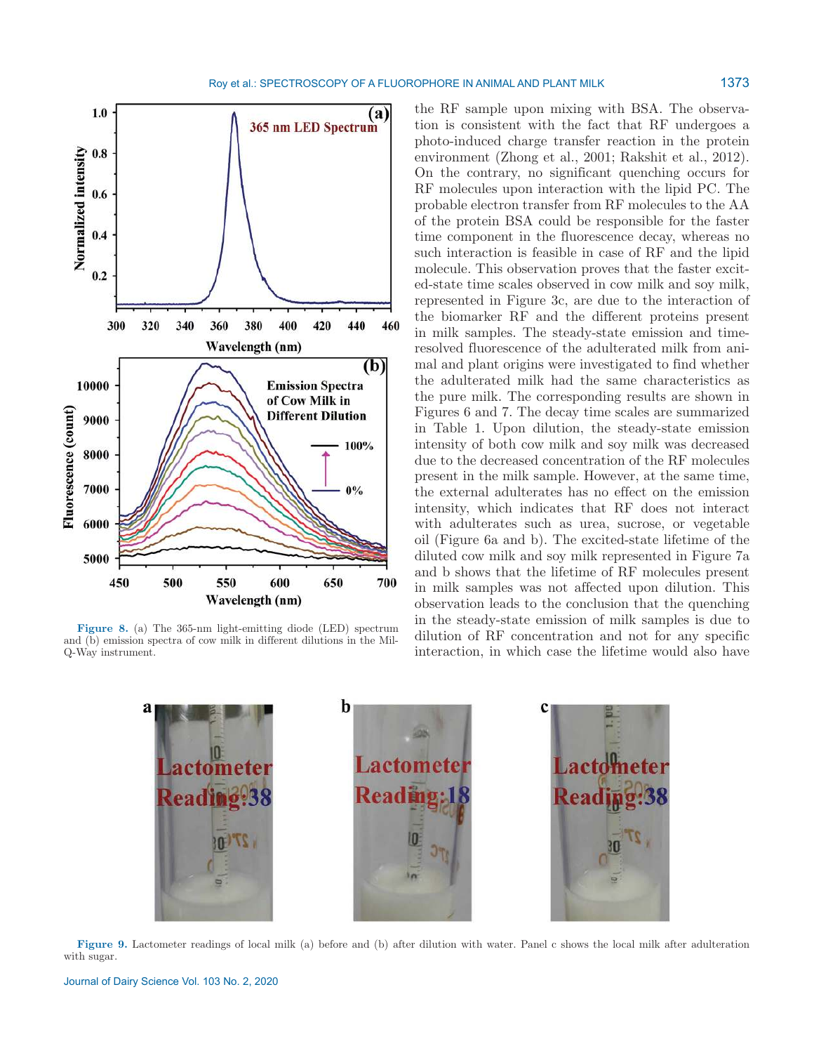the RF sample upon mixing with BSA. The observation is consistent with the fact that RF undergoes a photo-induced charge transfer reaction in the protein environment (Zhong et al., 2001; Rakshit et al., 2012). On the contrary, no significant quenching occurs for RF molecules upon interaction with the lipid PC. The probable electron transfer from RF molecules to the AA of the protein BSA could be responsible for the faster time component in the fluorescence decay, whereas no such interaction is feasible in case of RF and the lipid molecule. This observation proves that the faster excited-state time scales observed in cow milk and soy milk, represented in Figure 3c, are due to the interaction of the biomarker RF and the different proteins present in milk samples. The steady-state emission and time-resolved fluorescence of the adulterated milk from animal and plant origins were investigated to find whether the adulterated milk had the same characteristics as the pure milk. The corresponding results are shown in Figures 6 and 7. The decay time scales are summarized in Table 1. Upon dilution, the steady-state emission intensity of both cow milk and soy milk was decreased due to the decreased concentration of the RF molecules present in the milk sample. However, at the same time, the external adulterates has no effect on the emission intensity, which indicates that RF does not interact with adulterates such as urea, sucrose, or vegetable oil (Figure 6a and b). The excited-state lifetime of the diluted cow milk and soy milk represented in Figure 7a and b shows that the lifetime of RF molecules present in milk samples was not affected upon dilution. This observation leads to the conclusion that the quenching in the steady-state emission of milk samples is due to dilution of RF concentration and not for any specific interaction, in which case the lifetime would also have

**Figure 8.** (a) The 365-nm light-emitting diode (LED) spectrum and (b) emission spectra of cow milk in different dilutions in the Mil-Q-Way instrument.

**Figure 9.** Lactometer readings of local milk (a) before and (b) after dilution with water. Panel c shows the local milk after adulteration with sugar.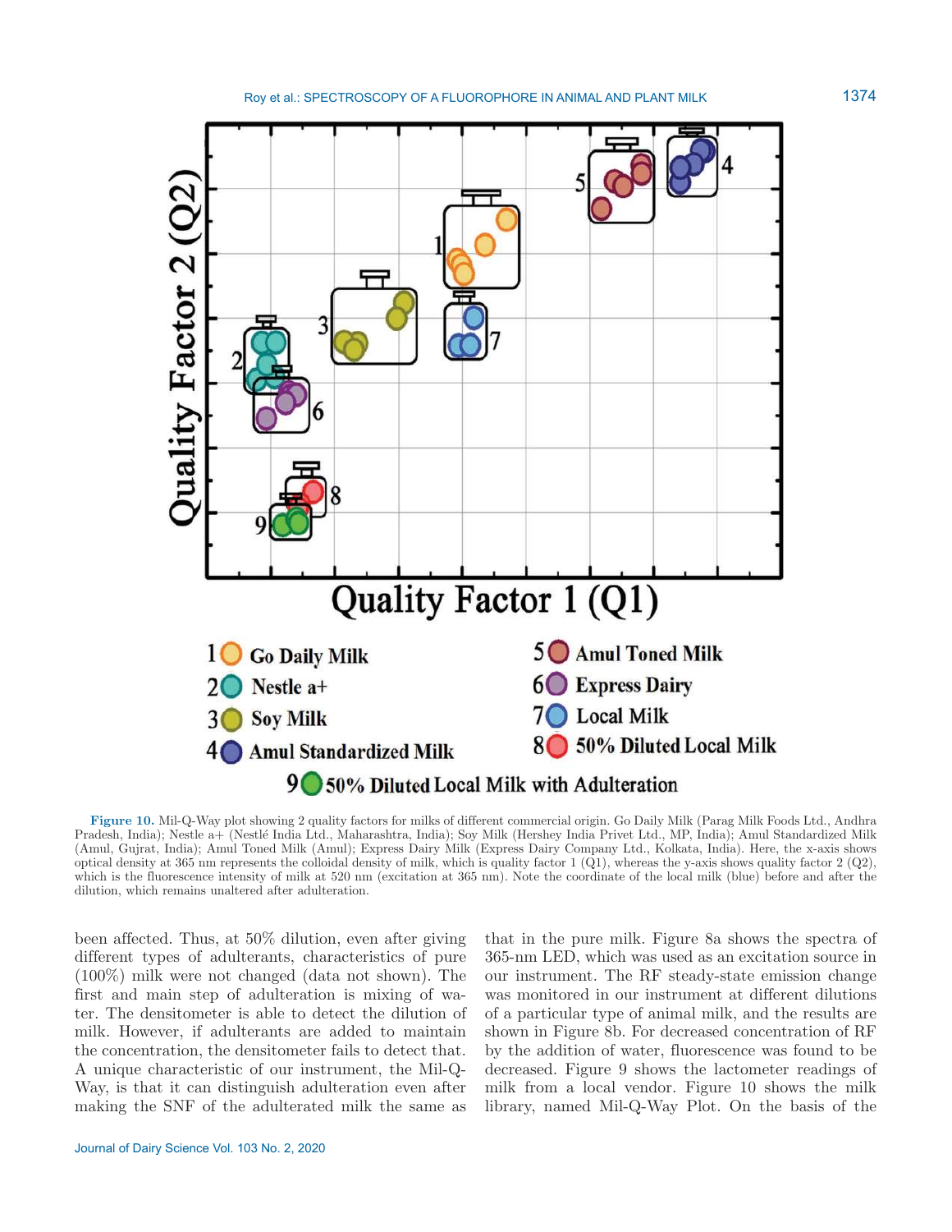**Figure 10.** Mil-Q-Way plot showing 2 quality factors for milks of different commercial origin. Go Daily Milk (Parag Milk Foods Ltd., Andhra Pradesh, India); Nestle a+ (Nestlé India Ltd., Maharashtra, India); Soy Milk (Hershey India Privet Ltd., MP, India); Amul Standardized Milk (Amul, Gujrat, India); Amul Toned Milk (Amul); Express Dairy Milk (Express Dairy Company Ltd., Kolkata, India). Here, the x-axis shows optical density at 365 nm represents the colloidal density of milk, which is quality factor 1 (Q1), whereas the y-axis shows quality factor 2 (Q2), which is the fluorescence intensity of milk at 520 nm (excitation at 365 nm). Note the coordinate of the local milk (blue) before and after the dilution, which remains unaltered after adulteration.

been affected. Thus, at 50% dilution, even after giving different types of adulterants, characteristics of pure (100%) milk were not changed (data not shown). The first and main step of adulteration is mixing of water. The densitometer is able to detect the dilution of milk. However, if adulterants are added to maintain the concentration, the densitometer fails to detect that. A unique characteristic of our instrument, the Mil-Q-Way, is that it can distinguish adulteration even after making the SNF of the adulterated milk the same as that in the pure milk. Figure 8a shows the spectra of 365-nm LED, which was used as an excitation source in our instrument. The RF steady-state emission change was monitored in our instrument at different dilutions of a particular type of animal milk, and the results are shown in Figure 8b. For decreased concentration of RF by the addition of water, fluorescence was found to be decreased. Figure 9 shows the lactometer readings of milk from a local vendor. Figure 10 shows the milk library, named Mil-Q-Way Plot. On the basis of the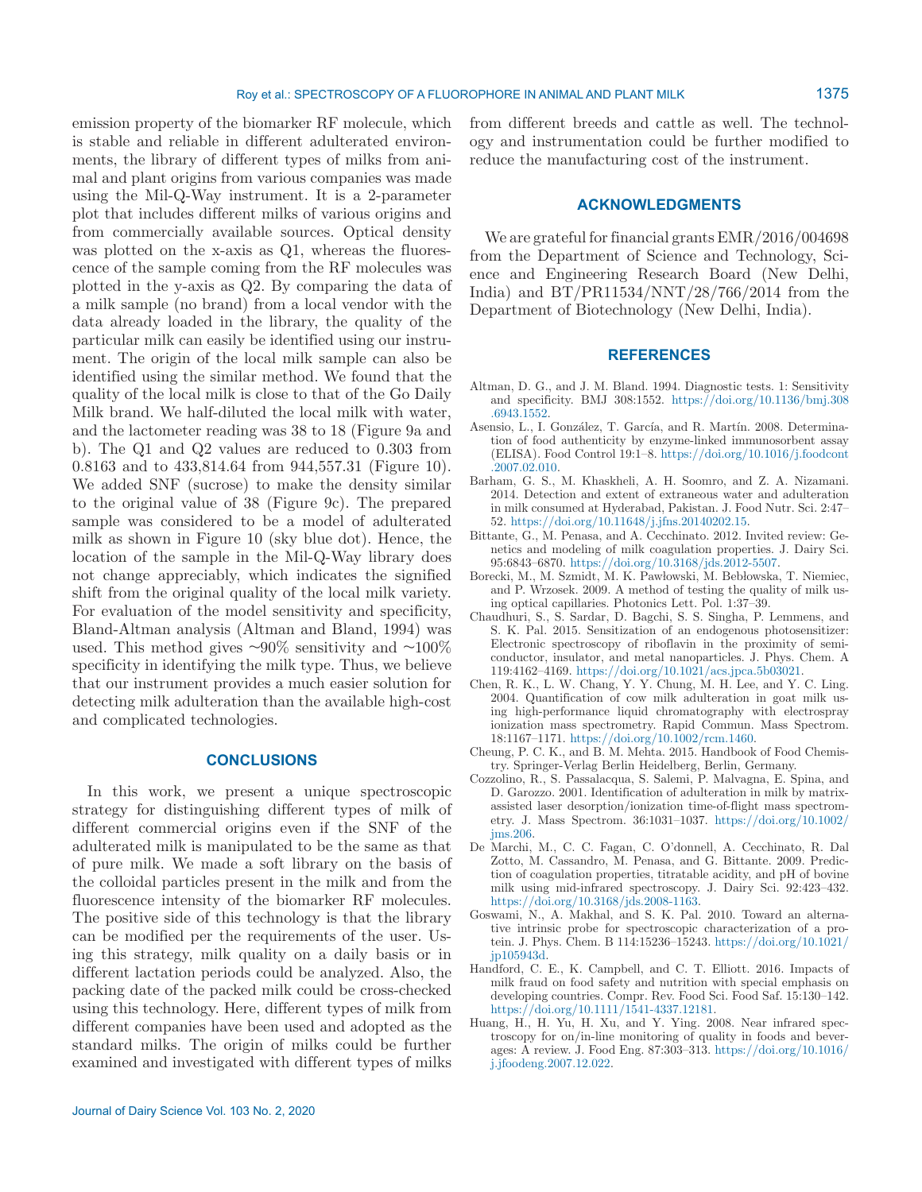emission property of the biomarker RF molecule, which is stable and reliable in different adulterated environments, the library of different types of milks from animal and plant origins from various companies was made using the Mil-Q-Way instrument. It is a 2-parameter plot that includes different milks of various origins and from commercially available sources. Optical density was plotted on the x-axis as Q1, whereas the fluorescence of the sample coming from the RF molecules was plotted in the y-axis as Q2. By comparing the data of a milk sample (no brand) from a local vendor with the data already loaded in the library, the quality of the particular milk can easily be identified using our instrument. The origin of the local milk sample can also be identified using the similar method. We found that the quality of the local milk is close to that of the Go Daily Milk brand. We half-diluted the local milk with water, and the lactometer reading was 38 to 18 (Figure 9a and b). The Q1 and Q2 values are reduced to 0.303 from 0.8163 and to 433,814.64 from 944,557.31 (Figure 10). We added SNF (sucrose) to make the density similar to the original value of 38 (Figure 9c). The prepared sample was considered to be a model of adulterated milk as shown in Figure 10 (sky blue dot). Hence, the location of the sample in the Mil-Q-Way library does not change appreciably, which indicates the signified shift from the original quality of the local milk variety. For evaluation of the model sensitivity and specificity, Bland-Altman analysis (Altman and Bland, 1994) was used. This method gives ~90% sensitivity and ~100% specificity in identifying the milk type. Thus, we believe that our instrument provides a much easier solution for detecting milk adulteration than the available high-cost and complicated technologies.

## CONCLUSIONS

In this work, we present a unique spectroscopic strategy for distinguishing different types of milk of different commercial origins even if the SNF of the adulterated milk is manipulated to be the same as that of pure milk. We made a soft library on the basis of the colloidal particles present in the milk and from the fluorescence intensity of the biomarker RF molecules. The positive side of this technology is that the library can be modified per the requirements of the user. Using this strategy, milk quality on a daily basis or in different lactation periods could be analyzed. Also, the packing date of the packed milk could be cross-checked using this technology. Here, different types of milk from different companies have been used and adopted as the standard milks. The origin of milks could be further examined and investigated with different types of milks from different breeds and cattle as well. The technology and instrumentation could be further modified to reduce the manufacturing cost of the instrument.

## ACKNOWLEDGMENTS

We are grateful for financial grants EMR/2016/004698 from the Department of Science and Technology, Science and Engineering Research Board (New Delhi, India) and BT/PR11534/NNT/28/766/2014 from the Department of Biotechnology (New Delhi, India).

## REFERENCES

Altman, D. G., and J. M. Bland. 1994. Diagnostic tests. 1: Sensitivity and specificity. BMJ 308:1552. https://doi.org/10.1136/bmj.308.6943.1552.

Asensio, L., I. González, T. García, and R. Martín. 2008. Determination of food authenticity by enzyme-linked immunosorbent assay (ELISA). Food Control 19:1–8. https://doi.org/10.1016/j.foodcont.2007.02.010.

Barham, G. S., M. Khaskheli, A. H. Soomro, and Z. A. Nizamani. 2014. Detection and extent of extraneous water and adulteration in milk consumed at Hyderabad, Pakistan. J. Food Nutr. Sci. 2:47–52. https://doi.org/10.11648/j.jfns.20140202.15.

Bittante, G., M. Penasa, and A. Cecchinato. 2012. Invited review: Genetics and modeling of milk coagulation properties. J. Dairy Sci. 95:6843–6870. https://doi.org/10.3168/jds.2012-5507.

Borecki, M., M. Szmidt, M. K. Pawłowski, M. Bebłowska, T. Niemiec, and P. Wrzosek. 2009. A method of testing the quality of milk using optical capillaries. Photonics Lett. Pol. 1:37–39.

Chaudhuri, S., S. Sardar, D. Bagchi, S. S. Singha, P. Lemmens, and S. K. Pal. 2015. Sensitization of an endogenous photosensitizer: Electronic spectroscopy of riboflavin in the proximity of semiconductor, insulator, and metal nanoparticles. J. Phys. Chem. A 119:4162–4169. https://doi.org/10.1021/acs.jpca.5b03021.

Chen, R. K., L. W. Chang, Y. Y. Chung, M. H. Lee, and Y. C. Ling. 2004. Quantification of cow milk adulteration in goat milk using high-performance liquid chromatography with electrospray ionization mass spectrometry. Rapid Commun. Mass Spectrom. 18:1167–1171. https://doi.org/10.1002/rcm.1460.

Cheung, P. C. K., and B. M. Mehta. 2015. Handbook of Food Chemistry. Springer-Verlag Berlin Heidelberg, Berlin, Germany.

Cozzolino, R., S. Passalacqua, S. Salemi, P. Malvagna, E. Spina, and D. Garozzo. 2001. Identification of adulteration in milk by matrix-assisted laser desorption/ionization time-of-flight mass spectrometry. J. Mass Spectrom. 36:1031–1037. https://doi.org/10.1002/jms.206.

De Marchi, M., C. C. Fagan, C. O'donnell, A. Cecchinato, R. Dal Zotto, M. Cassandro, M. Penasa, and G. Bittante. 2009. Prediction of coagulation properties, titratable acidity, and pH of bovine milk using mid-infrared spectroscopy. J. Dairy Sci. 92:423–432. https://doi.org/10.3168/jds.2008-1163.

Goswami, N., A. Makhal, and S. K. Pal. 2010. Toward an alternative intrinsic probe for spectroscopic characterization of a protein. J. Phys. Chem. B 114:15236–15243. https://doi.org/10.1021/jp105943d.

Handford, C. E., K. Campbell, and C. T. Elliott. 2016. Impacts of milk fraud on food safety and nutrition with special emphasis on developing countries. Compr. Rev. Food Sci. Food Saf. 15:130–142. https://doi.org/10.1111/1541-4337.12181.

Huang, H., H. Yu, H. Xu, and Y. Ying. 2008. Near infrared spectroscopy for on/in-line monitoring of quality in foods and beverages: A review. J. Food Eng. 87:303–313. https://doi.org/10.1016/j.jfoodeng.2007.12.022.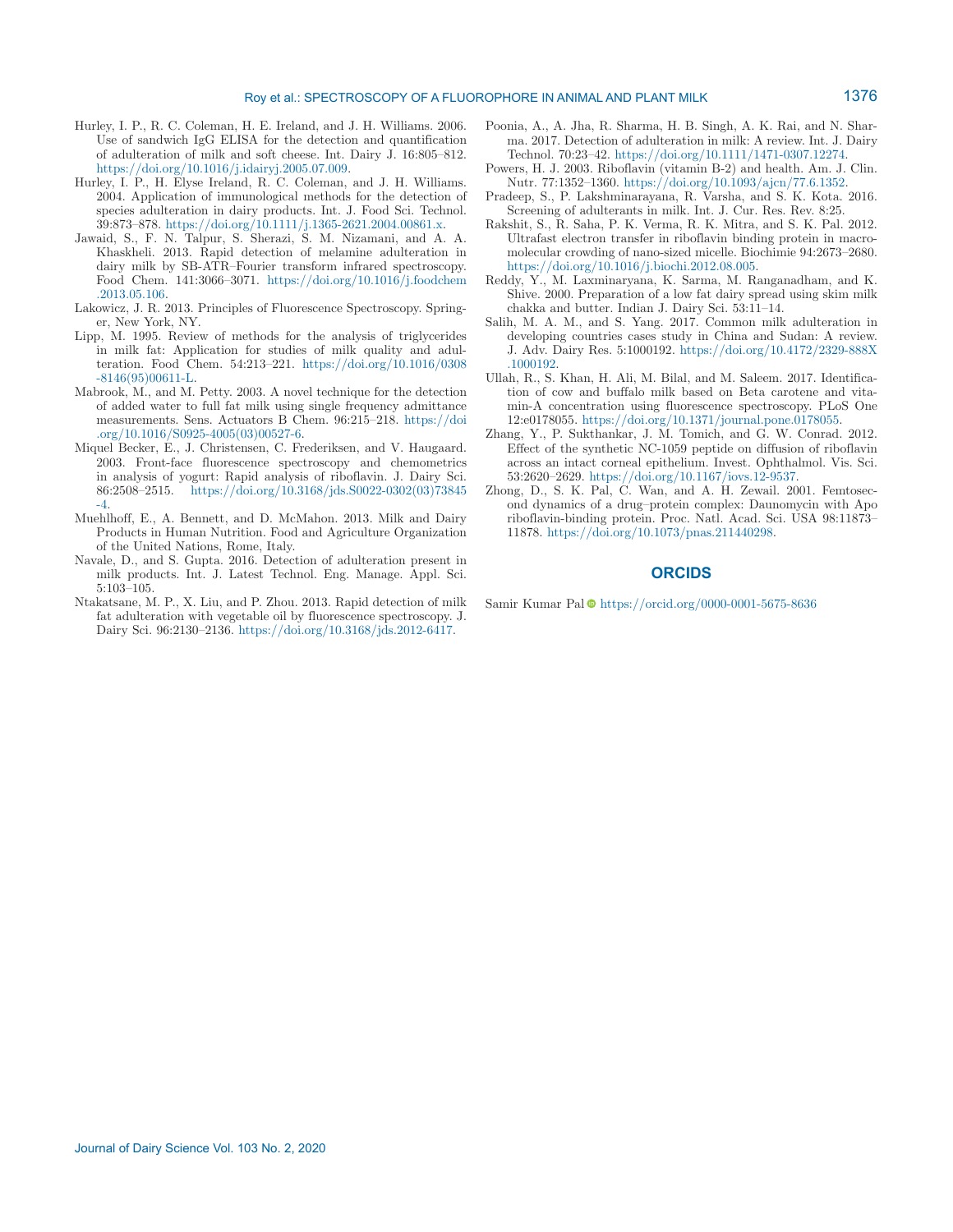Hurley, I. P., R. C. Coleman, H. E. Ireland, and J. H. Williams. 2006. Use of sandwich IgG ELISA for the detection and quantification of adulteration of milk and soft cheese. Int. Dairy J. 16:805–812. https://doi.org/10.1016/j.idairyj.2005.07.009.

Hurley, I. P., H. Elyse Ireland, R. C. Coleman, and J. H. Williams. 2004. Application of immunological methods for the detection of species adulteration in dairy products. Int. J. Food Sci. Technol. 39:873–878. https://doi.org/10.1111/j.1365-2621.2004.00861.x.

Jawaid, S., F. N. Talpur, S. Sherazi, S. M. Nizamani, and A. A. Khaskheli. 2013. Rapid detection of melamine adulteration in dairy milk by SB-ATR–Fourier transform infrared spectroscopy. Food Chem. 141:3066–3071. https://doi.org/10.1016/j.foodchem.2013.05.106.

Lakowicz, J. R. 2013. Principles of Fluorescence Spectroscopy. Springer, New York, NY.

Lipp, M. 1995. Review of methods for the analysis of triglycerides in milk fat: Application for studies of milk quality and adulteration. Food Chem. 54:213–221. https://doi.org/10.1016/0308-8146(95)00611-L.

Mabrook, M., and M. Petty. 2003. A novel technique for the detection of added water to full fat milk using single frequency admittance measurements. Sens. Actuators B Chem. 96:215–218. https://doi.org/10.1016/S0925-4005(03)00527-6.

Miquel Becker, E., J. Christensen, C. Frederiksen, and V. Haugaard. 2003. Front-face fluorescence spectroscopy and chemometrics in analysis of yogurt: Rapid analysis of riboflavin. J. Dairy Sci. 86:2508–2515. https://doi.org/10.3168/jds.S0022-0302(03)73845-4.

Muehlhoff, E., A. Bennett, and D. McMahon. 2013. Milk and Dairy Products in Human Nutrition. Food and Agriculture Organization of the United Nations, Rome, Italy.

Navale, D., and S. Gupta. 2016. Detection of adulteration present in milk products. Int. J. Latest Technol. Eng. Manage. Appl. Sci. 5:103–105.

Ntakatsane, M. P., X. Liu, and P. Zhou. 2013. Rapid detection of milk fat adulteration with vegetable oil by fluorescence spectroscopy. J. Dairy Sci. 96:2130–2136. https://doi.org/10.3168/jds.2012-6417.

Poonia, A., A. Jha, R. Sharma, H. B. Singh, A. K. Rai, and N. Sharma. 2017. Detection of adulteration in milk: A review. Int. J. Dairy Technol. 70:23–42. https://doi.org/10.1111/1471-0307.12274.

Powers, H. J. 2003. Riboflavin (vitamin B-2) and health. Am. J. Clin. Nutr. 77:1352–1360. https://doi.org/10.1093/ajcn/77.6.1352.

Pradeep, S., P. Lakshminarayana, R. Varsha, and S. K. Kota. 2016. Screening of adulterants in milk. Int. J. Cur. Res. Rev. 8:25.

Rakshit, S., R. Saha, P. K. Verma, R. K. Mitra, and S. K. Pal. 2012. Ultrafast electron transfer in riboflavin binding protein in macromolecular crowding of nano-sized micelle. Biochimie 94:2673–2680. https://doi.org/10.1016/j.biochi.2012.08.005.

Reddy, Y., M. Laxminaryana, K. Sarma, M. Ranganadham, and K. Shive. 2000. Preparation of a low fat dairy spread using skim milk chakka and butter. Indian J. Dairy Sci. 53:11–14.

Salih, M. A. M., and S. Yang. 2017. Common milk adulteration in developing countries cases study in China and Sudan: A review. J. Adv. Dairy Res. 5:1000192. https://doi.org/10.4172/2329-888X.1000192.

Ullah, R., S. Khan, H. Ali, M. Bilal, and M. Saleem. 2017. Identification of cow and buffalo milk based on Beta carotene and vitamin-A concentration using fluorescence spectroscopy. PLoS One 12:e0178055. https://doi.org/10.1371/journal.pone.0178055.

Zhang, Y., P. Sukthankar, J. M. Tomich, and G. W. Conrad. 2012. Effect of the synthetic NC-1059 peptide on diffusion of riboflavin across an intact corneal epithelium. Invest. Ophthalmol. Vis. Sci. 53:2620–2629. https://doi.org/10.1167/iovs.12-9537.

Zhong, D., S. K. Pal, C. Wan, and A. H. Zewail. 2001. Femtosecond dynamics of a drug–protein complex: Daunomycin with Apo riboflavin-binding protein. Proc. Natl. Acad. Sci. USA 98:11873–11878. https://doi.org/10.1073/pnas.211440298.

## ORCIDS

Samir Kumar Pal https://orcid.org/0000-0001-5675-8636